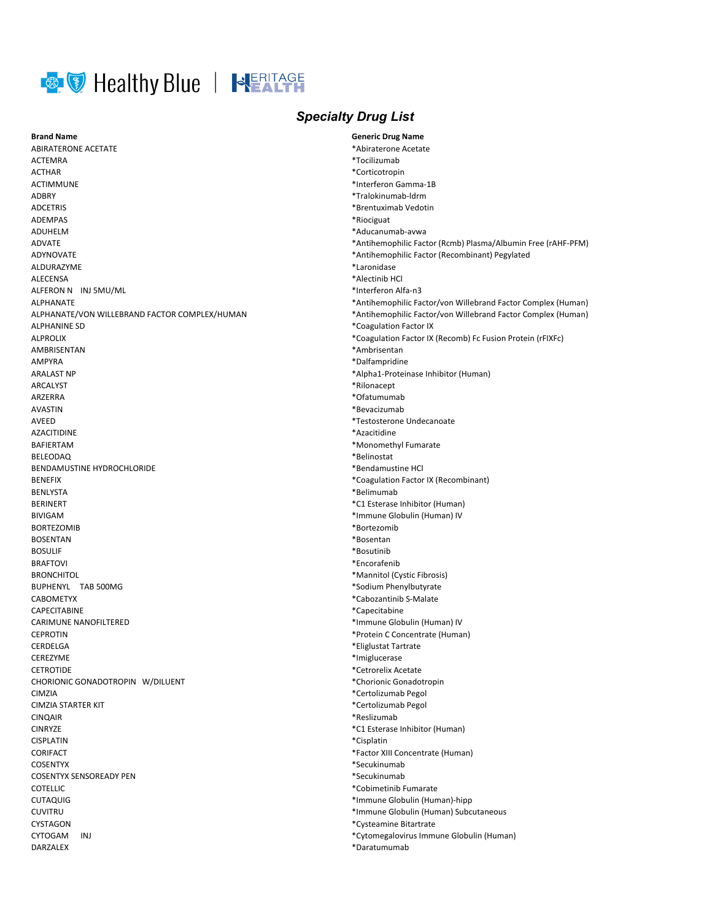Healthy Blue | HERITAGE HEALTH

# *Specialty Drug List*

| Brand Name | Generic Drug Name |
|---|---|
| ABIRATERONE ACETATE | *Abiraterone Acetate |
| ACTEMRA | *Tocilizumab |
| ACTHAR | *Corticotropin |
| ACTIMMUNE | *Interferon Gamma-1B |
| ADBRY | *Tralokinumab-ldrm |
| ADCETRIS | *Brentuximab Vedotin |
| ADEMPAS | *Riociguat |
| ADUHELM | *Aducanumab-avwa |
| ADVATE | *Antihemophilic Factor (Rcmb) Plasma/Albumin Free (rAHF-PFM) |
| ADYNOVATE | *Antihemophilic Factor (Recombinant) Pegylated |
| ALDURAZYME | *Laronidase |
| ALECENSA | *Alectinib HCl |
| ALFERON N INJ 5MU/ML | *Interferon Alfa-n3 |
| ALPHANATE | *Antihemophilic Factor/von Willebrand Factor Complex (Human) |
| ALPHANATE/VON WILLEBRAND FACTOR COMPLEX/HUMAN | *Antihemophilic Factor/von Willebrand Factor Complex (Human) |
| ALPHANINE SD | *Coagulation Factor IX |
| ALPROLIX | *Coagulation Factor IX (Recomb) Fc Fusion Protein (rFIXFc) |
| AMBRISENTAN | *Ambrisentan |
| AMPYRA | *Dalfampridine |
| ARALAST NP | *Alpha1-Proteinase Inhibitor (Human) |
| ARCALYST | *Rilonacept |
| ARZERRA | *Ofatumumab |
| AVASTIN | *Bevacizumab |
| AVEED | *Testosterone Undecanoate |
| AZACITIDINE | *Azacitidine |
| BAFIERTAM | *Monomethyl Fumarate |
| BELEODAQ | *Belinostat |
| BENDAMUSTINE HYDROCHLORIDE | *Bendamustine HCl |
| BENEFIX | *Coagulation Factor IX (Recombinant) |
| BENLYSTA | *Belimumab |
| BERINERT | *C1 Esterase Inhibitor (Human) |
| BIVIGAM | *Immune Globulin (Human) IV |
| BORTEZOMIB | *Bortezomib |
| BOSENTAN | *Bosentan |
| BOSULIF | *Bosutinib |
| BRAFTOVI | *Encorafenib |
| BRONCHITOL | *Mannitol (Cystic Fibrosis) |
| BUPHENYL TAB 500MG | *Sodium Phenylbutyrate |
| CABOMETYX | *Cabozantinib S-Malate |
| CAPECITABINE | *Capecitabine |
| CARIMUNE NANOFILTERED | *Immune Globulin (Human) IV |
| CEPROTIN | *Protein C Concentrate (Human) |
| CERDELGA | *Eliglustat Tartrate |
| CEREZYME | *Imiglucerase |
| CETROTIDE | *Cetrorelix Acetate |
| CHORIONIC GONADOTROPIN W/DILUENT | *Chorionic Gonadotropin |
| CIMZIA | *Certolizumab Pegol |
| CIMZIA STARTER KIT | *Certolizumab Pegol |
| CINQAIR | *Reslizumab |
| CINRYZE | *C1 Esterase Inhibitor (Human) |
| CISPLATIN | *Cisplatin |
| CORIFACT | *Factor XIII Concentrate (Human) |
| COSENTYX | *Secukinumab |
| COSENTYX SENSOREADY PEN | *Secukinumab |
| COTELLIC | *Cobimetinib Fumarate |
| CUTAQUIG | *Immune Globulin (Human)-hipp |
| CUVITRU | *Immune Globulin (Human) Subcutaneous |
| CYSTAGON | *Cysteamine Bitartrate |
| CYTOGAM INJ | *Cytomegalovirus Immune Globulin (Human) |
| DARZALEX | *Daratumumab |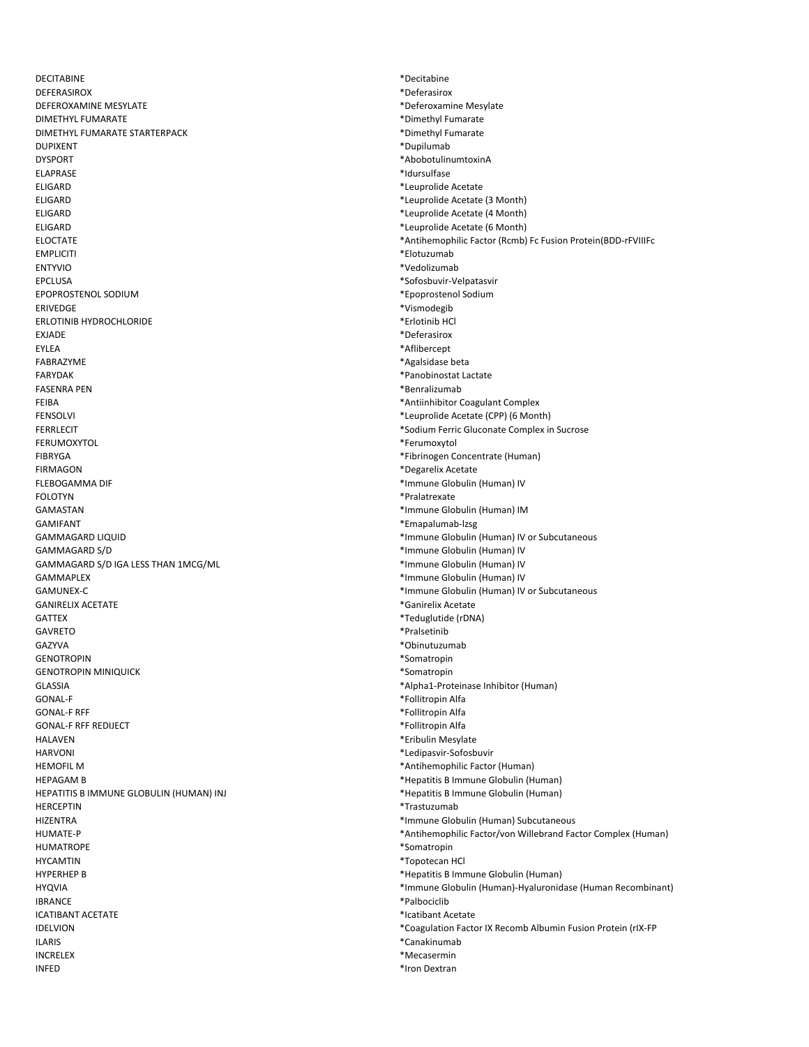| | |
|---|---|
| DECITABINE | *Decitabine |
| DEFERASIROX | *Deferasirox |
| DEFEROXAMINE MESYLATE | *Deferoxamine Mesylate |
| DIMETHYL FUMARATE | *Dimethyl Fumarate |
| DIMETHYL FUMARATE STARTERPACK | *Dimethyl Fumarate |
| DUPIXENT | *Dupilumab |
| DYSPORT | *AbobotulinumtoxinA |
| ELAPRASE | *Idursulfase |
| ELIGARD | *Leuprolide Acetate |
| ELIGARD | *Leuprolide Acetate (3 Month) |
| ELIGARD | *Leuprolide Acetate (4 Month) |
| ELIGARD | *Leuprolide Acetate (6 Month) |
| ELOCTATE | *Antihemophilic Factor (Rcmb) Fc Fusion Protein(BDD-rFVIIIFc |
| EMPLICITI | *Elotuzumab |
| ENTYVIO | *Vedolizumab |
| EPCLUSA | *Sofosbuvir-Velpatasvir |
| EPOPROSTENOL SODIUM | *Epoprostenol Sodium |
| ERIVEDGE | *Vismodegib |
| ERLOTINIB HYDROCHLORIDE | *Erlotinib HCl |
| EXJADE | *Deferasirox |
| EYLEA | *Aflibercept |
| FABRAZYME | *Agalsidase beta |
| FARYDAK | *Panobinostat Lactate |
| FASENRA PEN | *Benralizumab |
| FEIBA | *Antiinhibitor Coagulant Complex |
| FENSOLVI | *Leuprolide Acetate (CPP) (6 Month) |
| FERRLECIT | *Sodium Ferric Gluconate Complex in Sucrose |
| FERUMOXYTOL | *Ferumoxytol |
| FIBRYGA | *Fibrinogen Concentrate (Human) |
| FIRMAGON | *Degarelix Acetate |
| FLEBOGAMMA DIF | *Immune Globulin (Human) IV |
| FOLOTYN | *Pralatrexate |
| GAMASTAN | *Immune Globulin (Human) IM |
| GAMIFANT | *Emapalumab-lzsg |
| GAMMAGARD LIQUID | *Immune Globulin (Human) IV or Subcutaneous |
| GAMMAGARD S/D | *Immune Globulin (Human) IV |
| GAMMAGARD S/D IGA LESS THAN 1MCG/ML | *Immune Globulin (Human) IV |
| GAMMAPLEX | *Immune Globulin (Human) IV |
| GAMUNEX-C | *Immune Globulin (Human) IV or Subcutaneous |
| GANIRELIX ACETATE | *Ganirelix Acetate |
| GATTEX | *Teduglutide (rDNA) |
| GAVRETO | *Pralsetinib |
| GAZYVA | *Obinutuzumab |
| GENOTROPIN | *Somatropin |
| GENOTROPIN MINIQUICK | *Somatropin |
| GLASSIA | *Alpha1-Proteinase Inhibitor (Human) |
| GONAL-F | *Follitropin Alfa |
| GONAL-F RFF | *Follitropin Alfa |
| GONAL-F RFF REDIJECT | *Follitropin Alfa |
| HALAVEN | *Eribulin Mesylate |
| HARVONI | *Ledipasvir-Sofosbuvir |
| HEMOFIL M | *Antihemophilic Factor (Human) |
| HEPAGAM B | *Hepatitis B Immune Globulin (Human) |
| HEPATITIS B IMMUNE GLOBULIN (HUMAN) INJ | *Hepatitis B Immune Globulin (Human) |
| HERCEPTIN | *Trastuzumab |
| HIZENTRA | *Immune Globulin (Human) Subcutaneous |
| HUMATE-P | *Antihemophilic Factor/von Willebrand Factor Complex (Human) |
| HUMATROPE | *Somatropin |
| HYCAMTIN | *Topotecan HCl |
| HYPERHEP B | *Hepatitis B Immune Globulin (Human) |
| HYQVIA | *Immune Globulin (Human)-Hyaluronidase (Human Recombinant) |
| IBRANCE | *Palbociclib |
| ICATIBANT ACETATE | *Icatibant Acetate |
| IDELVION | *Coagulation Factor IX Recomb Albumin Fusion Protein (rIX-FP |
| ILARIS | *Canakinumab |
| INCRELEX | *Mecasermin |
| INFED | *Iron Dextran |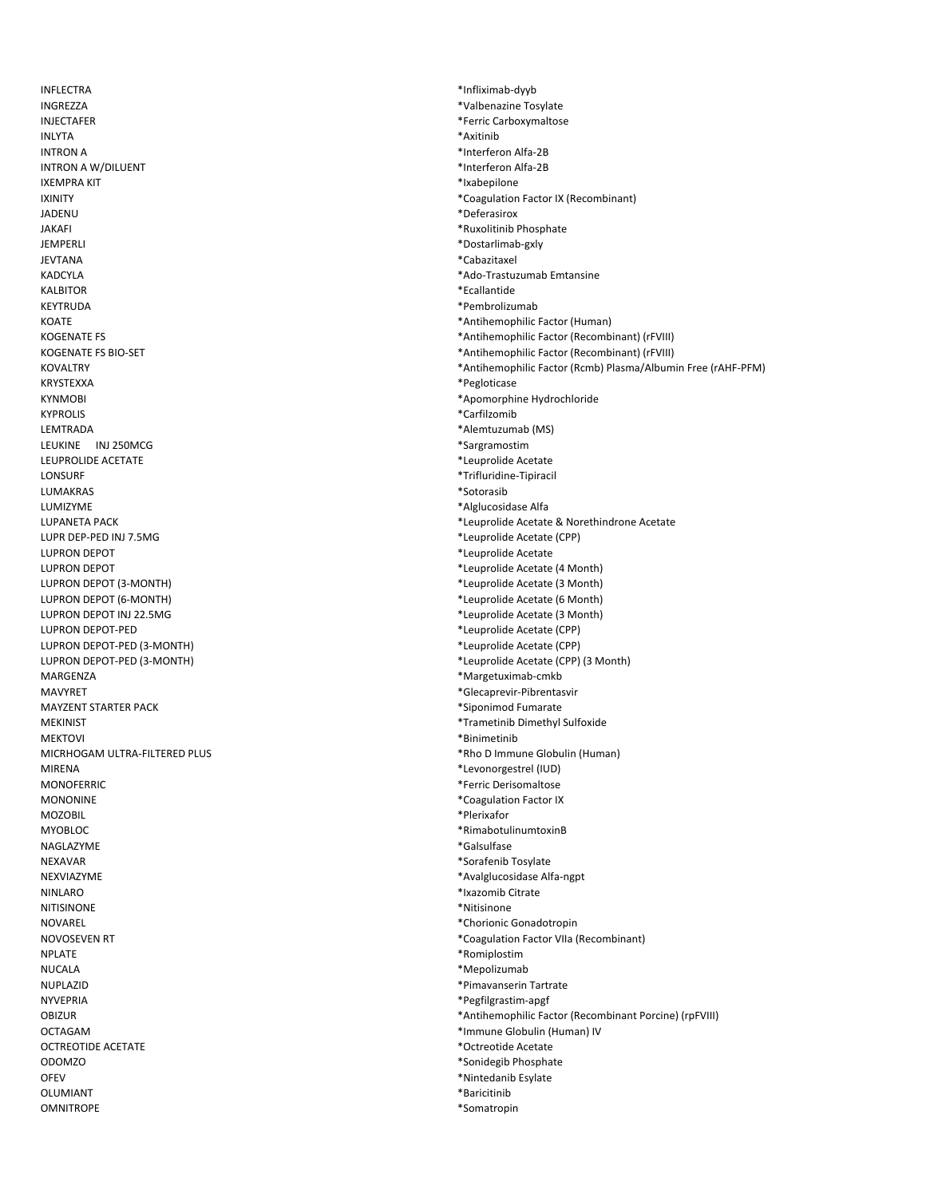| | |
|---|---|
| INFLECTRA | *Infliximab-dyyb |
| INGREZZA | *Valbenazine Tosylate |
| INJECTAFER | *Ferric Carboxymaltose |
| INLYTA | *Axitinib |
| INTRON A | *Interferon Alfa-2B |
| INTRON A W/DILUENT | *Interferon Alfa-2B |
| IXEMPRA KIT | *Ixabepilone |
| IXINITY | *Coagulation Factor IX (Recombinant) |
| JADENU | *Deferasirox |
| JAKAFI | *Ruxolitinib Phosphate |
| JEMPERLI | *Dostarlimab-gxly |
| JEVTANA | *Cabazitaxel |
| KADCYLA | *Ado-Trastuzumab Emtansine |
| KALBITOR | *Ecallantide |
| KEYTRUDA | *Pembrolizumab |
| KOATE | *Antihemophilic Factor (Human) |
| KOGENATE FS | *Antihemophilic Factor (Recombinant) (rFVIII) |
| KOGENATE FS BIO-SET | *Antihemophilic Factor (Recombinant) (rFVIII) |
| KOVALTRY | *Antihemophilic Factor (Rcmb) Plasma/Albumin Free (rAHF-PFM) |
| KRYSTEXXA | *Pegloticase |
| KYNMOBI | *Apomorphine Hydrochloride |
| KYPROLIS | *Carfilzomib |
| LEMTRADA | *Alemtuzumab (MS) |
| LEUKINE INJ 250MCG | *Sargramostim |
| LEUPROLIDE ACETATE | *Leuprolide Acetate |
| LONSURF | *Trifluridine-Tipiracil |
| LUMAKRAS | *Sotorasib |
| LUMIZYME | *Alglucosidase Alfa |
| LUPANETA PACK | *Leuprolide Acetate & Norethindrone Acetate |
| LUPR DEP-PED INJ 7.5MG | *Leuprolide Acetate (CPP) |
| LUPRON DEPOT | *Leuprolide Acetate |
| LUPRON DEPOT | *Leuprolide Acetate (4 Month) |
| LUPRON DEPOT (3-MONTH) | *Leuprolide Acetate (3 Month) |
| LUPRON DEPOT (6-MONTH) | *Leuprolide Acetate (6 Month) |
| LUPRON DEPOT INJ 22.5MG | *Leuprolide Acetate (3 Month) |
| LUPRON DEPOT-PED | *Leuprolide Acetate (CPP) |
| LUPRON DEPOT-PED (3-MONTH) | *Leuprolide Acetate (CPP) |
| LUPRON DEPOT-PED (3-MONTH) | *Leuprolide Acetate (CPP) (3 Month) |
| MARGENZA | *Margetuximab-cmkb |
| MAVYRET | *Glecaprevir-Pibrentasvir |
| MAYZENT STARTER PACK | *Siponimod Fumarate |
| MEKINIST | *Trametinib Dimethyl Sulfoxide |
| MEKTOVI | *Binimetinib |
| MICRHOGAM ULTRA-FILTERED PLUS | *Rho D Immune Globulin (Human) |
| MIRENA | *Levonorgestrel (IUD) |
| MONOFERRIC | *Ferric Derisomaltose |
| MONONINE | *Coagulation Factor IX |
| MOZOBIL | *Plerixafor |
| MYOBLOC | *RimabotulinumtoxinB |
| NAGLAZYME | *Galsulfase |
| NEXAVAR | *Sorafenib Tosylate |
| NEXVIAZYME | *Avalglucosidase Alfa-ngpt |
| NINLARO | *Ixazomib Citrate |
| NITISINONE | *Nitisinone |
| NOVAREL | *Chorionic Gonadotropin |
| NOVOSEVEN RT | *Coagulation Factor VIIa (Recombinant) |
| NPLATE | *Romiplostim |
| NUCALA | *Mepolizumab |
| NUPLAZID | *Pimavanserin Tartrate |
| NYVEPRIA | *Pegfilgrastim-apgf |
| OBIZUR | *Antihemophilic Factor (Recombinant Porcine) (rpFVIII) |
| OCTAGAM | *Immune Globulin (Human) IV |
| OCTREOTIDE ACETATE | *Octreotide Acetate |
| ODOMZO | *Sonidegib Phosphate |
| OFEV | *Nintedanib Esylate |
| OLUMIANT | *Baricitinib |
| OMNITROPE | *Somatropin |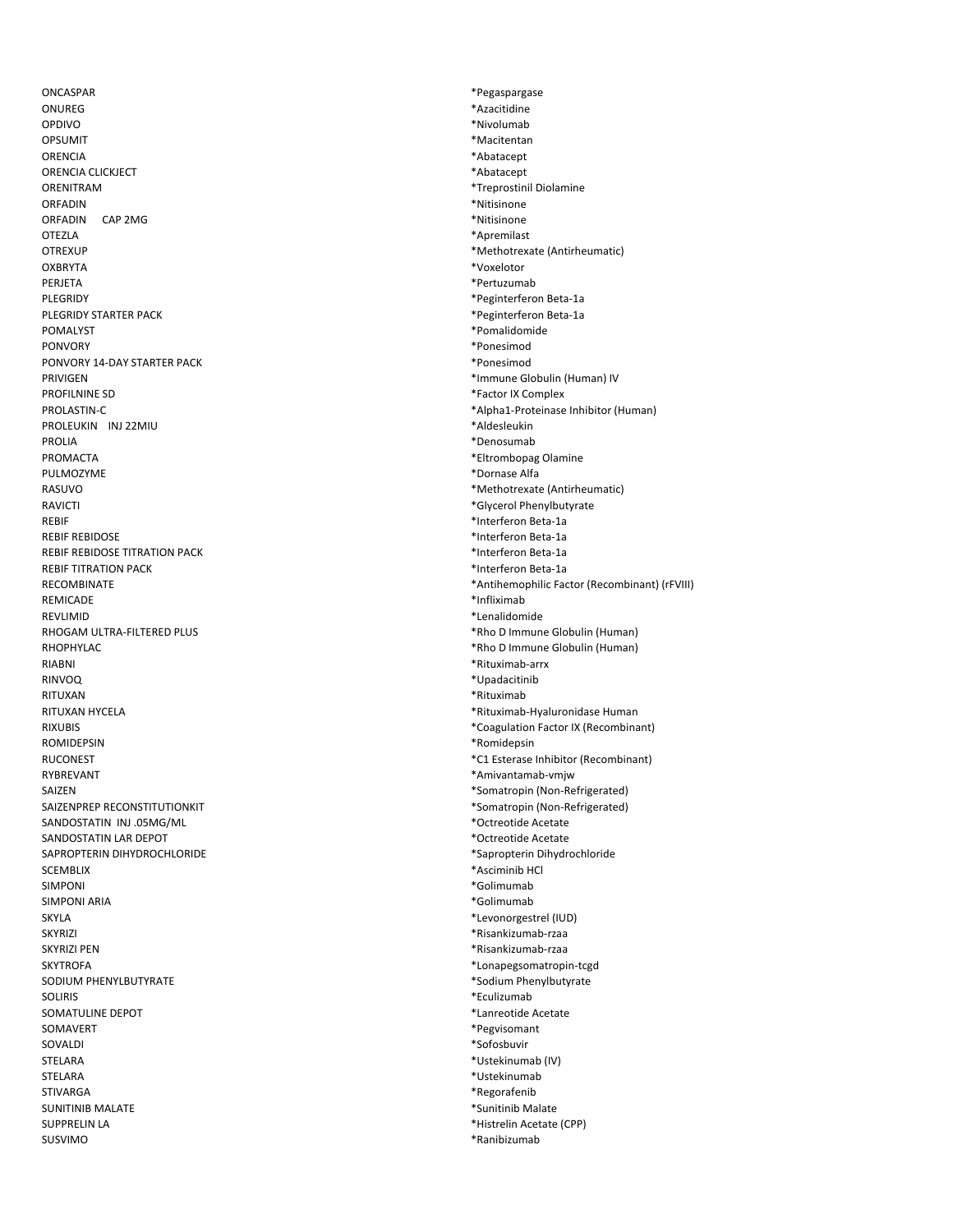| | |
|---|---|
| ONCASPAR | *Pegaspargase |
| ONUREG | *Azacitidine |
| OPDIVO | *Nivolumab |
| OPSUMIT | *Macitentan |
| ORENCIA | *Abatacept |
| ORENCIA CLICKJECT | *Abatacept |
| ORENITRAM | *Treprostinil Diolamine |
| ORFADIN | *Nitisinone |
| ORFADIN CAP 2MG | *Nitisinone |
| OTEZLA | *Apremilast |
| OTREXUP | *Methotrexate (Antirheumatic) |
| OXBRYTA | *Voxelotor |
| PERJETA | *Pertuzumab |
| PLEGRIDY | *Peginterferon Beta-1a |
| PLEGRIDY STARTER PACK | *Peginterferon Beta-1a |
| POMALYST | *Pomalidomide |
| PONVORY | *Ponesimod |
| PONVORY 14-DAY STARTER PACK | *Ponesimod |
| PRIVIGEN | *Immune Globulin (Human) IV |
| PROFILNINE SD | *Factor IX Complex |
| PROLASTIN-C | *Alpha1-Proteinase Inhibitor (Human) |
| PROLEUKIN INJ 22MIU | *Aldesleukin |
| PROLIA | *Denosumab |
| PROMACTA | *Eltrombopag Olamine |
| PULMOZYME | *Dornase Alfa |
| RASUVO | *Methotrexate (Antirheumatic) |
| RAVICTI | *Glycerol Phenylbutyrate |
| REBIF | *Interferon Beta-1a |
| REBIF REBIDOSE | *Interferon Beta-1a |
| REBIF REBIDOSE TITRATION PACK | *Interferon Beta-1a |
| REBIF TITRATION PACK | *Interferon Beta-1a |
| RECOMBINATE | *Antihemophilic Factor (Recombinant) (rFVIII) |
| REMICADE | *Infliximab |
| REVLIMID | *Lenalidomide |
| RHOGAM ULTRA-FILTERED PLUS | *Rho D Immune Globulin (Human) |
| RHOPHYLAC | *Rho D Immune Globulin (Human) |
| RIABNI | *Rituximab-arrx |
| RINVOQ | *Upadacitinib |
| RITUXAN | *Rituximab |
| RITUXAN HYCELA | *Rituximab-Hyaluronidase Human |
| RIXUBIS | *Coagulation Factor IX (Recombinant) |
| ROMIDEPSIN | *Romidepsin |
| RUCONEST | *C1 Esterase Inhibitor (Recombinant) |
| RYBREVANT | *Amivantamab-vmjw |
| SAIZEN | *Somatropin (Non-Refrigerated) |
| SAIZENPREP RECONSTITUTIONKIT | *Somatropin (Non-Refrigerated) |
| SANDOSTATIN INJ .05MG/ML | *Octreotide Acetate |
| SANDOSTATIN LAR DEPOT | *Octreotide Acetate |
| SAPROPTERIN DIHYDROCHLORIDE | *Sapropterin Dihydrochloride |
| SCEMBLIX | *Asciminib HCl |
| SIMPONI | *Golimumab |
| SIMPONI ARIA | *Golimumab |
| SKYLA | *Levonorgestrel (IUD) |
| SKYRIZI | *Risankizumab-rzaa |
| SKYRIZI PEN | *Risankizumab-rzaa |
| SKYTROFA | *Lonapegsomatropin-tcgd |
| SODIUM PHENYLBUTYRATE | *Sodium Phenylbutyrate |
| SOLIRIS | *Eculizumab |
| SOMATULINE DEPOT | *Lanreotide Acetate |
| SOMAVERT | *Pegvisomant |
| SOVALDI | *Sofosbuvir |
| STELARA | *Ustekinumab (IV) |
| STELARA | *Ustekinumab |
| STIVARGA | *Regorafenib |
| SUNITINIB MALATE | *Sunitinib Malate |
| SUPPRELIN LA | *Histrelin Acetate (CPP) |
| SUSVIMO | *Ranibizumab |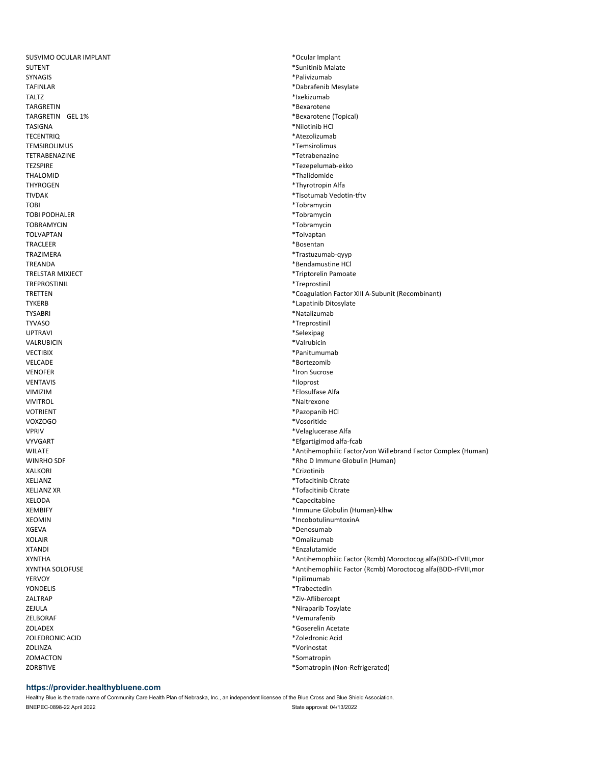| | |
|---|---|
| SUSVIMO OCULAR IMPLANT | *Ocular Implant |
| SUTENT | *Sunitinib Malate |
| SYNAGIS | *Palivizumab |
| TAFINLAR | *Dabrafenib Mesylate |
| TALTZ | *Ixekizumab |
| TARGRETIN | *Bexarotene |
| TARGRETIN GEL 1% | *Bexarotene (Topical) |
| TASIGNA | *Nilotinib HCl |
| TECENTRIQ | *Atezolizumab |
| TEMSIROLIMUS | *Temsirolimus |
| TETRABENAZINE | *Tetrabenazine |
| TEZSPIRE | *Tezepelumab-ekko |
| THALOMID | *Thalidomide |
| THYROGEN | *Thyrotropin Alfa |
| TIVDAK | *Tisotumab Vedotin-tftv |
| TOBI | *Tobramycin |
| TOBI PODHALER | *Tobramycin |
| TOBRAMYCIN | *Tobramycin |
| TOLVAPTAN | *Tolvaptan |
| TRACLEER | *Bosentan |
| TRAZIMERA | *Trastuzumab-qyyp |
| TREANDA | *Bendamustine HCl |
| TRELSTAR MIXJECT | *Triptorelin Pamoate |
| TREPROSTINIL | *Treprostinil |
| TRETTEN | *Coagulation Factor XIII A-Subunit (Recombinant) |
| TYKERB | *Lapatinib Ditosylate |
| TYSABRI | *Natalizumab |
| TYVASO | *Treprostinil |
| UPTRAVI | *Selexipag |
| VALRUBICIN | *Valrubicin |
| VECTIBIX | *Panitumumab |
| VELCADE | *Bortezomib |
| VENOFER | *Iron Sucrose |
| VENTAVIS | *Iloprost |
| VIMIZIM | *Elosulfase Alfa |
| VIVITROL | *Naltrexone |
| VOTRIENT | *Pazopanib HCl |
| VOXZOGO | *Vosoritide |
| VPRIV | *Velaglucerase Alfa |
| VYVGART | *Efgartigimod alfa-fcab |
| WILATE | *Antihemophilic Factor/von Willebrand Factor Complex (Human) |
| WINRHO SDF | *Rho D Immune Globulin (Human) |
| XALKORI | *Crizotinib |
| XELJANZ | *Tofacitinib Citrate |
| XELJANZ XR | *Tofacitinib Citrate |
| XELODA | *Capecitabine |
| XEMBIFY | *Immune Globulin (Human)-klhw |
| XEOMIN | *IncobotulinumtoxinA |
| XGEVA | *Denosumab |
| XOLAIR | *Omalizumab |
| XTANDI | *Enzalutamide |
| XYNTHA | *Antihemophilic Factor (Rcmb) Moroctocog alfa(BDD-rFVIII,mor |
| XYNTHA SOLOFUSE | *Antihemophilic Factor (Rcmb) Moroctocog alfa(BDD-rFVIII,mor |
| YERVOY | *Ipilimumab |
| YONDELIS | *Trabectedin |
| ZALTRAP | *Ziv-Aflibercept |
| ZEJULA | *Niraparib Tosylate |
| ZELBORAF | *Vemurafenib |
| ZOLADEX | *Goserelin Acetate |
| ZOLEDRONIC ACID | *Zoledronic Acid |
| ZOLINZA | *Vorinostat |
| ZOMACTON | *Somatropin |
| ZORBTIVE | *Somatropin (Non-Refrigerated) |

**https://provider.healthybluene.com**

Healthy Blue is the trade name of Community Care Health Plan of Nebraska, Inc., an independent licensee of the Blue Cross and Blue Shield Association.

BNEPEC-0898-22 April 2022 State approval: 04/13/2022